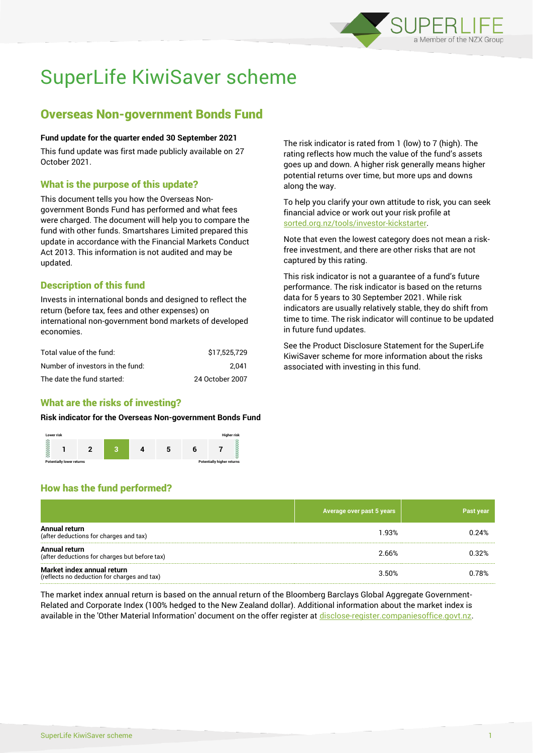# SuperLife KiwiSaver scheme

## Overseas Non-government Bonds Fund

**Fund update for the quarter ended 30 September 2021**

This fund update was first made publicly available on 27 October 2021.

### What is the purpose of this update?

This document tells you how the Overseas Non-government Bonds Fund has performed and what fees were charged. The document will help you to compare the fund with other funds. Smartshares Limited prepared this update in accordance with the Financial Markets Conduct Act 2013. This information is not audited and may be updated.

### Description of this fund

Invests in international bonds and designed to reflect the return (before tax, fees and other expenses) on international non-government bond markets of developed economies.

| | |
|---|---|
| Total value of the fund: | $17,525,729 |
| Number of investors in the fund: | 2,041 |
| The date the fund started: | 24 October 2007 |

### What are the risks of investing?

**Risk indicator for the Overseas Non-government Bonds Fund**

Lower risk — Higher risk

| 1 | 2 | **3** | 4 | 5 | 6 | 7 |
|---|---|---|---|---|---|---|

Potentially lower returns — Potentially higher returns

The risk indicator is rated from 1 (low) to 7 (high). The rating reflects how much the value of the fund's assets goes up and down. A higher risk generally means higher potential returns over time, but more ups and downs along the way.

To help you clarify your own attitude to risk, you can seek financial advice or work out your risk profile at sorted.org.nz/tools/investor-kickstarter.

Note that even the lowest category does not mean a risk-free investment, and there are other risks that are not captured by this rating.

This risk indicator is not a guarantee of a fund's future performance. The risk indicator is based on the returns data for 5 years to 30 September 2021. While risk indicators are usually relatively stable, they do shift from time to time. The risk indicator will continue to be updated in future fund updates.

See the Product Disclosure Statement for the SuperLife KiwiSaver scheme for more information about the risks associated with investing in this fund.

### How has the fund performed?

| | Average over past 5 years | Past year |
|---|---|---|
| **Annual return** (after deductions for charges and tax) | 1.93% | 0.24% |
| **Annual return** (after deductions for charges but before tax) | 2.66% | 0.32% |
| **Market index annual return** (reflects no deduction for charges and tax) | 3.50% | 0.78% |

The market index annual return is based on the annual return of the Bloomberg Barclays Global Aggregate Government-Related and Corporate Index (100% hedged to the New Zealand dollar). Additional information about the market index is available in the 'Other Material Information' document on the offer register at disclose-register.companiesoffice.govt.nz.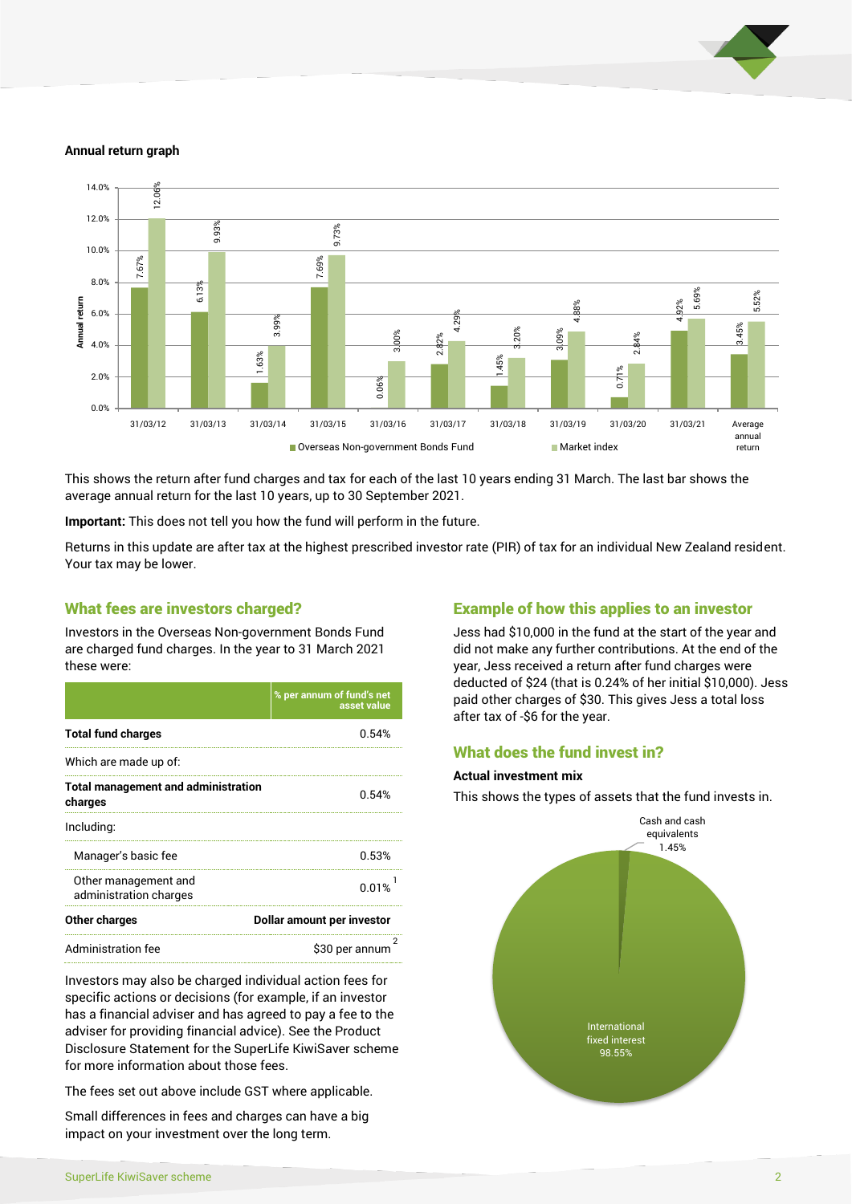**Annual return graph**

| Year | Overseas Non-government Bonds Fund | Market index |
|---|---|---|
| 31/03/12 | 7.67% | 12.06% |
| 31/03/13 | 6.13% | 9.93% |
| 31/03/14 | 1.63% | 3.99% |
| 31/03/15 | 7.69% | 9.73% |
| 31/03/16 | 0.06% | 3.00% |
| 31/03/17 | 2.82% | 4.29% |
| 31/03/18 | 1.45% | 3.20% |
| 31/03/19 | 3.09% | 4.88% |
| 31/03/20 | 0.71% | 2.84% |
| 31/03/21 | 4.92% | 5.69% |
| Average annual return | 3.45% | 5.52% |

This shows the return after fund charges and tax for each of the last 10 years ending 31 March. The last bar shows the average annual return for the last 10 years, up to 30 September 2021.

**Important:** This does not tell you how the fund will perform in the future.

Returns in this update are after tax at the highest prescribed investor rate (PIR) of tax for an individual New Zealand resident. Your tax may be lower.

## What fees are investors charged?

Investors in the Overseas Non-government Bonds Fund are charged fund charges. In the year to 31 March 2021 these were:

| | % per annum of fund's net asset value |
|---|---|
| **Total fund charges** | 0.54% |
| Which are made up of: | |
| **Total management and administration charges** | 0.54% |
| Including: | |
| Manager's basic fee | 0.53% |
| Other management and administration charges | 0.01%[1] |
| **Other charges** | **Dollar amount per investor** |
| Administration fee | $30 per annum[2] |

Investors may also be charged individual action fees for specific actions or decisions (for example, if an investor has a financial adviser and has agreed to pay a fee to the adviser for providing financial advice). See the Product Disclosure Statement for the SuperLife KiwiSaver scheme for more information about those fees.

The fees set out above include GST where applicable.

Small differences in fees and charges can have a big impact on your investment over the long term.

## Example of how this applies to an investor

Jess had $10,000 in the fund at the start of the year and did not make any further contributions. At the end of the year, Jess received a return after fund charges were deducted of $24 (that is 0.24% of her initial $10,000). Jess paid other charges of $30. This gives Jess a total loss after tax of -$6 for the year.

## What does the fund invest in?

**Actual investment mix**

This shows the types of assets that the fund invests in.

- Cash and cash equivalents: 1.45%
- International fixed interest: 98.55%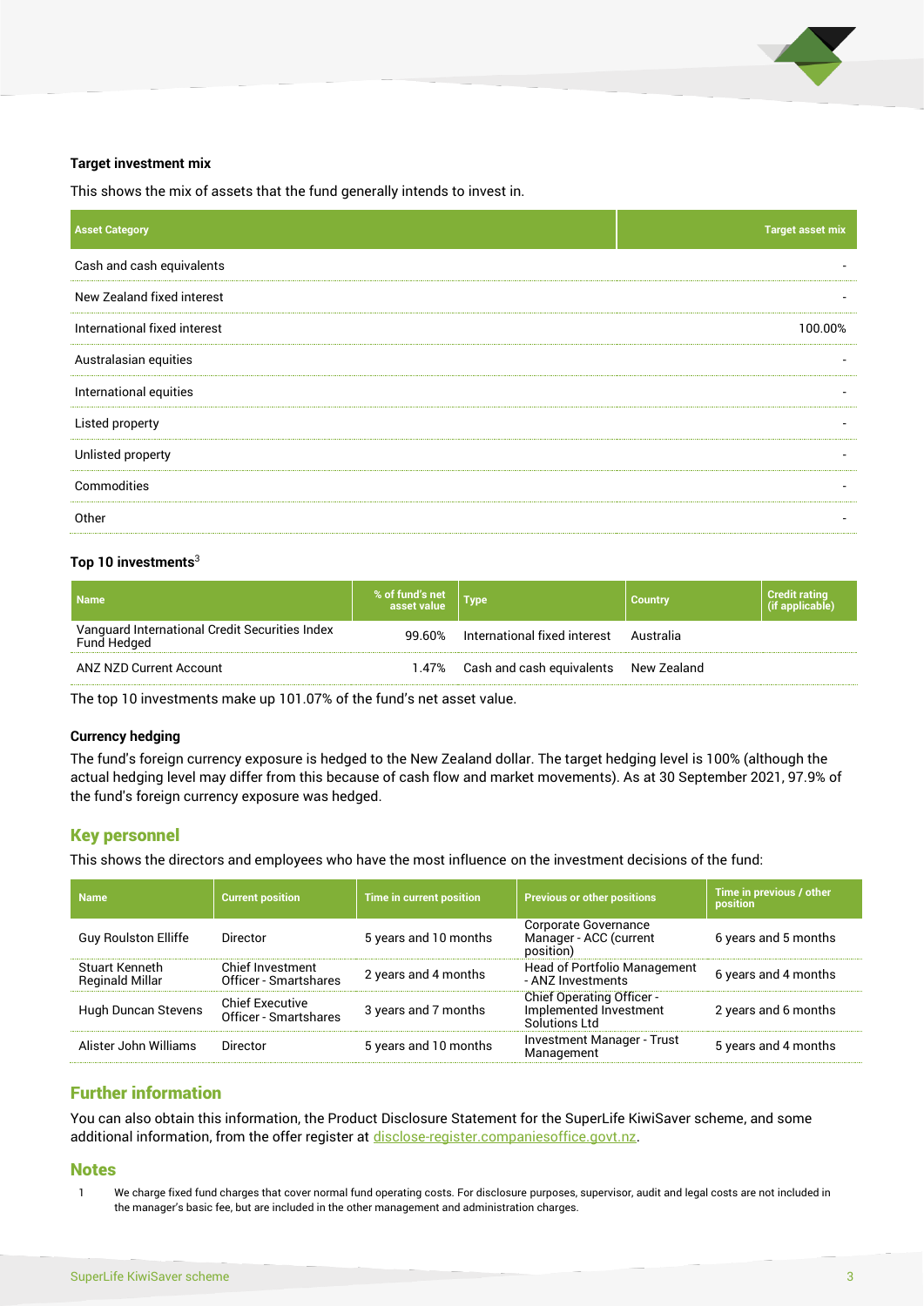### Target investment mix

This shows the mix of assets that the fund generally intends to invest in.

| Asset Category | Target asset mix |
|---|---|
| Cash and cash equivalents | - |
| New Zealand fixed interest | - |
| International fixed interest | 100.00% |
| Australasian equities | - |
| International equities | - |
| Listed property | - |
| Unlisted property | - |
| Commodities | - |
| Other | - |

### Top 10 investments[3]

| Name | % of fund's net asset value | Type | Country | Credit rating (if applicable) |
|---|---|---|---|---|
| Vanguard International Credit Securities Index Fund Hedged | 99.60% | International fixed interest | Australia | |
| ANZ NZD Current Account | 1.47% | Cash and cash equivalents | New Zealand | |

The top 10 investments make up 101.07% of the fund's net asset value.

### Currency hedging

The fund's foreign currency exposure is hedged to the New Zealand dollar. The target hedging level is 100% (although the actual hedging level may differ from this because of cash flow and market movements). As at 30 September 2021, 97.9% of the fund's foreign currency exposure was hedged.

## Key personnel

This shows the directors and employees who have the most influence on the investment decisions of the fund:

| Name | Current position | Time in current position | Previous or other positions | Time in previous / other position |
|---|---|---|---|---|
| Guy Roulston Elliffe | Director | 5 years and 10 months | Corporate Governance Manager - ACC (current position) | 6 years and 5 months |
| Stuart Kenneth Reginald Millar | Chief Investment Officer - Smartshares | 2 years and 4 months | Head of Portfolio Management - ANZ Investments | 6 years and 4 months |
| Hugh Duncan Stevens | Chief Executive Officer - Smartshares | 3 years and 7 months | Chief Operating Officer - Implemented Investment Solutions Ltd | 2 years and 6 months |
| Alister John Williams | Director | 5 years and 10 months | Investment Manager - Trust Management | 5 years and 4 months |

## Further information

You can also obtain this information, the Product Disclosure Statement for the SuperLife KiwiSaver scheme, and some additional information, from the offer register at disclose-register.companiesoffice.govt.nz.

## Notes

1 We charge fixed fund charges that cover normal fund operating costs. For disclosure purposes, supervisor, audit and legal costs are not included in the manager's basic fee, but are included in the other management and administration charges.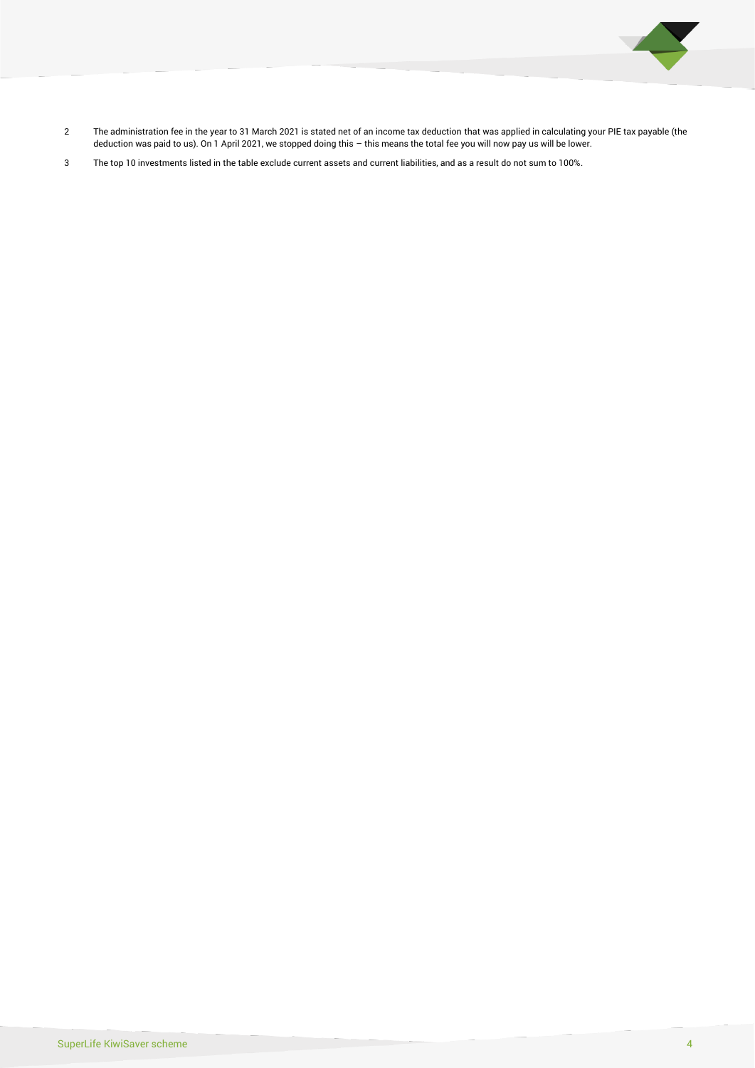2 The administration fee in the year to 31 March 2021 is stated net of an income tax deduction that was applied in calculating your PIE tax payable (the deduction was paid to us). On 1 April 2021, we stopped doing this – this means the total fee you will now pay us will be lower.

3 The top 10 investments listed in the table exclude current assets and current liabilities, and as a result do not sum to 100%.